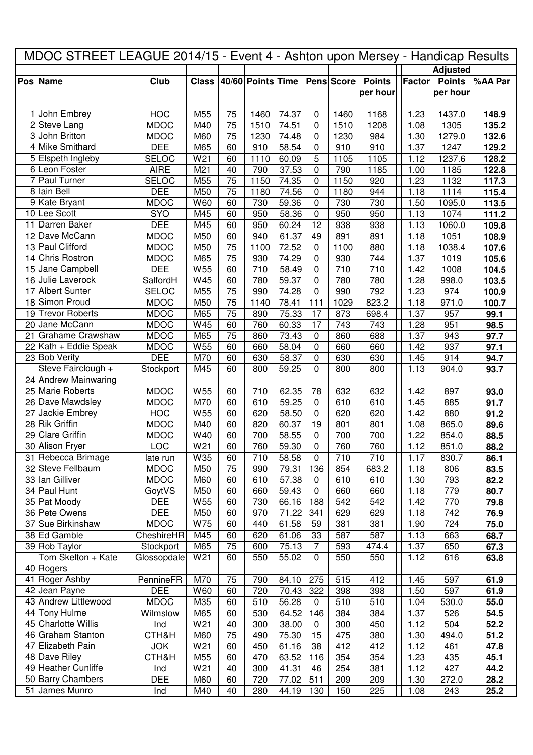# MDOC STREET LEAGUE 2014/15 - Event 4 - Ashton upon Mersey - Handicap Results

| Pos | Name | Club | Class | 40/60 | Points | Time | Pens | Score | Points per hour | Factor | Adjusted Points per hour | %AA Par |
|---|---|---|---|---|---|---|---|---|---|---|---|---|
| 1 | John Embrey | HOC | M55 | 75 | 1460 | 74.37 | 0 | 1460 | 1168 | 1.23 | 1437.0 | **148.9** |
| 2 | Steve Lang | MDOC | M40 | 75 | 1510 | 74.51 | 0 | 1510 | 1208 | 1.08 | 1305 | **135.2** |
| 3 | John Britton | MDOC | M60 | 75 | 1230 | 74.48 | 0 | 1230 | 984 | 1.30 | 1279.0 | **132.6** |
| 4 | Mike Smithard | DEE | M65 | 60 | 910 | 58.54 | 0 | 910 | 910 | 1.37 | 1247 | **129.2** |
| 5 | Elspeth Ingleby | SELOC | W21 | 60 | 1110 | 60.09 | 5 | 1105 | 1105 | 1.12 | 1237.6 | **128.2** |
| 6 | Leon Foster | AIRE | M21 | 40 | 790 | 37.53 | 0 | 790 | 1185 | 1.00 | 1185 | **122.8** |
| 7 | Paul Turner | SELOC | M55 | 75 | 1150 | 74.35 | 0 | 1150 | 920 | 1.23 | 1132 | **117.3** |
| 8 | Iain Bell | DEE | M50 | 75 | 1180 | 74.56 | 0 | 1180 | 944 | 1.18 | 1114 | **115.4** |
| 9 | Kate Bryant | MDOC | W60 | 60 | 730 | 59.36 | 0 | 730 | 730 | 1.50 | 1095.0 | **113.5** |
| 10 | Lee Scott | SYO | M45 | 60 | 950 | 58.36 | 0 | 950 | 950 | 1.13 | 1074 | **111.2** |
| 11 | Darren Baker | DEE | M45 | 60 | 950 | 60.24 | 12 | 938 | 938 | 1.13 | 1060.0 | **109.8** |
| 12 | Dave McCann | MDOC | M50 | 60 | 940 | 61.37 | 49 | 891 | 891 | 1.18 | 1051 | **108.9** |
| 13 | Paul Clifford | MDOC | M50 | 75 | 1100 | 72.52 | 0 | 1100 | 880 | 1.18 | 1038.4 | **107.6** |
| 14 | Chris Rostron | MDOC | M65 | 75 | 930 | 74.29 | 0 | 930 | 744 | 1.37 | 1019 | **105.6** |
| 15 | Jane Campbell | DEE | W55 | 60 | 710 | 58.49 | 0 | 710 | 710 | 1.42 | 1008 | **104.5** |
| 16 | Julie Laverock | SalfordH | W45 | 60 | 780 | 59.37 | 0 | 780 | 780 | 1.28 | 998.0 | **103.5** |
| 17 | Albert Sunter | SELOC | M55 | 75 | 990 | 74.28 | 0 | 990 | 792 | 1.23 | 974 | **100.9** |
| 18 | Simon Proud | MDOC | M50 | 75 | 1140 | 78.41 | 111 | 1029 | 823.2 | 1.18 | 971.0 | **100.7** |
| 19 | Trevor Roberts | MDOC | M65 | 75 | 890 | 75.33 | 17 | 873 | 698.4 | 1.37 | 957 | **99.1** |
| 20 | Jane McCann | MDOC | W45 | 60 | 760 | 60.33 | 17 | 743 | 743 | 1.28 | 951 | **98.5** |
| 21 | Grahame Crawshaw | MDOC | M65 | 75 | 860 | 73.43 | 0 | 860 | 688 | 1.37 | 943 | **97.7** |
| 22 | Kath + Eddie Speak | MDOC | W55 | 60 | 660 | 58.04 | 0 | 660 | 660 | 1.42 | 937 | **97.1** |
| 23 | Bob Verity | DEE | M70 | 60 | 630 | 58.37 | 0 | 630 | 630 | 1.45 | 914 | **94.7** |
| 24 | Steve Fairclough + Andrew Mainwaring | Stockport | M45 | 60 | 800 | 59.25 | 0 | 800 | 800 | 1.13 | 904.0 | **93.7** |
| 25 | Marie Roberts | MDOC | W55 | 60 | 710 | 62.35 | 78 | 632 | 632 | 1.42 | 897 | **93.0** |
| 26 | Dave Mawdsley | MDOC | M70 | 60 | 610 | 59.25 | 0 | 610 | 610 | 1.45 | 885 | **91.7** |
| 27 | Jackie Embrey | HOC | W55 | 60 | 620 | 58.50 | 0 | 620 | 620 | 1.42 | 880 | **91.2** |
| 28 | Rik Griffin | MDOC | M40 | 60 | 820 | 60.37 | 19 | 801 | 801 | 1.08 | 865.0 | **89.6** |
| 29 | Clare Griffin | MDOC | W40 | 60 | 700 | 58.55 | 0 | 700 | 700 | 1.22 | 854.0 | **88.5** |
| 30 | Alison Fryer | LOC | W21 | 60 | 760 | 59.30 | 0 | 760 | 760 | 1.12 | 851.0 | **88.2** |
| 31 | Rebecca Brimage | late run | W35 | 60 | 710 | 58.58 | 0 | 710 | 710 | 1.17 | 830.7 | **86.1** |
| 32 | Steve Fellbaum | MDOC | M50 | 75 | 990 | 79.31 | 136 | 854 | 683.2 | 1.18 | 806 | **83.5** |
| 33 | Ian Gilliver | MDOC | M60 | 60 | 610 | 57.38 | 0 | 610 | 610 | 1.30 | 793 | **82.2** |
| 34 | Paul Hunt | GoytVS | M50 | 60 | 660 | 59.43 | 0 | 660 | 660 | 1.18 | 779 | **80.7** |
| 35 | Pat Moody | DEE | W55 | 60 | 730 | 66.16 | 188 | 542 | 542 | 1.42 | 770 | **79.8** |
| 36 | Pete Owens | DEE | M50 | 60 | 970 | 71.22 | 341 | 629 | 629 | 1.18 | 742 | **76.9** |
| 37 | Sue Birkinshaw | MDOC | W75 | 60 | 440 | 61.58 | 59 | 381 | 381 | 1.90 | 724 | **75.0** |
| 38 | Ed Gamble | CheshireHR | M45 | 60 | 620 | 61.06 | 33 | 587 | 587 | 1.13 | 663 | **68.7** |
| 39 | Rob Taylor | Stockport | M65 | 75 | 600 | 75.13 | 7 | 593 | 474.4 | 1.37 | 650 | **67.3** |
| 40 | Tom Skelton + Kate Rogers | Glossopdale | W21 | 60 | 550 | 55.02 | 0 | 550 | 550 | 1.12 | 616 | **63.8** |
| 41 | Roger Ashby | PennineFR | M70 | 75 | 790 | 84.10 | 275 | 515 | 412 | 1.45 | 597 | **61.9** |
| 42 | Jean Payne | DEE | W60 | 60 | 720 | 70.43 | 322 | 398 | 398 | 1.50 | 597 | **61.9** |
| 43 | Andrew Littlewood | MDOC | M35 | 60 | 510 | 56.28 | 0 | 510 | 510 | 1.04 | 530.0 | **55.0** |
| 44 | Tony Hulme | Wilmslow | M65 | 60 | 530 | 64.52 | 146 | 384 | 384 | 1.37 | 526 | **54.5** |
| 45 | Charlotte Willis | Ind | W21 | 40 | 300 | 38.00 | 0 | 300 | 450 | 1.12 | 504 | **52.2** |
| 46 | Graham Stanton | CTH&H | M60 | 75 | 490 | 75.30 | 15 | 475 | 380 | 1.30 | 494.0 | **51.2** |
| 47 | Elizabeth Pain | JOK | W21 | 60 | 450 | 61.16 | 38 | 412 | 412 | 1.12 | 461 | **47.8** |
| 48 | Dave Riley | CTH&H | M55 | 60 | 470 | 63.52 | 116 | 354 | 354 | 1.23 | 435 | **45.1** |
| 49 | Heather Cunliffe | Ind | W21 | 40 | 300 | 41.31 | 46 | 254 | 381 | 1.12 | 427 | **44.2** |
| 50 | Barry Chambers | DEE | M60 | 60 | 720 | 77.02 | 511 | 209 | 209 | 1.30 | 272.0 | **28.2** |
| 51 | James Munro | Ind | M40 | 40 | 280 | 44.19 | 130 | 150 | 225 | 1.08 | 243 | **25.2** |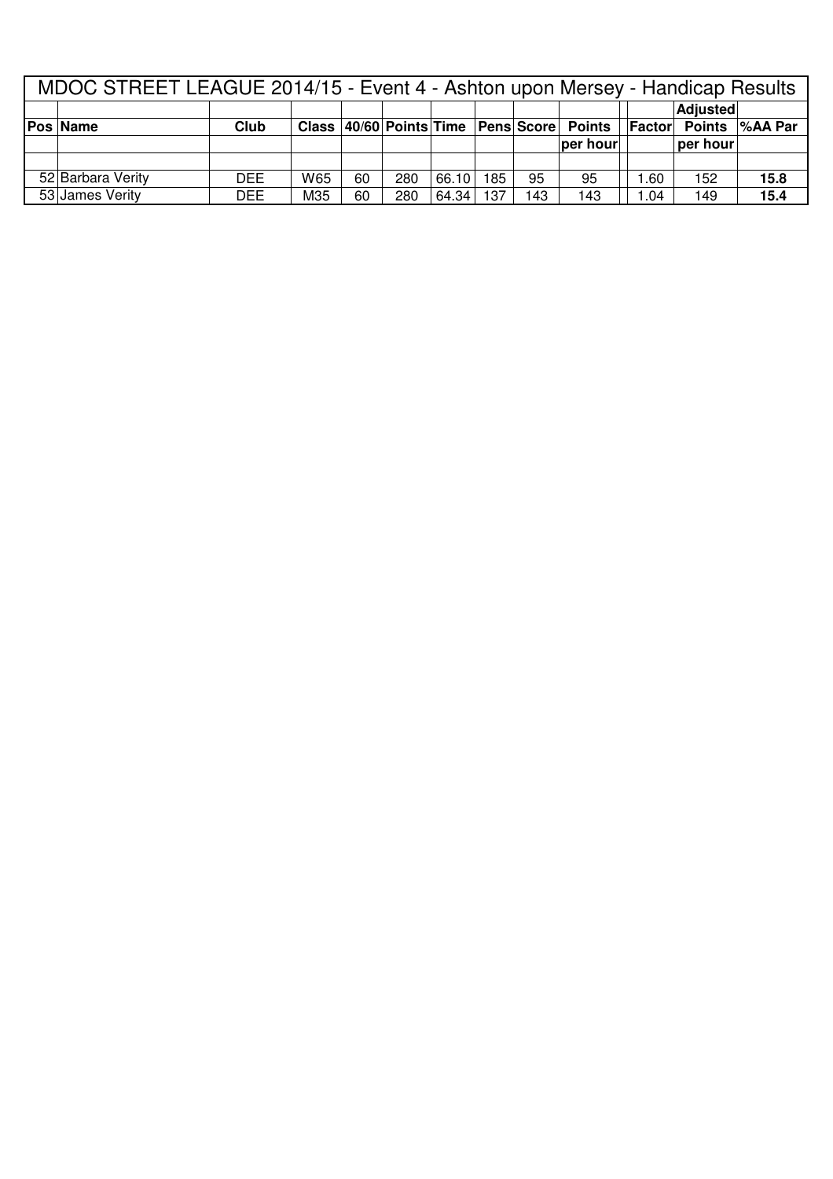# MDOC STREET LEAGUE 2014/15 - Event 4 - Ashton upon Mersey - Handicap Results

| Pos | Name | Club | Class | 40/60 | Points | Time | Pens | Score | Points per hour | Factor | Adjusted Points per hour | %AA Par |
|---|---|---|---|---|---|---|---|---|---|---|---|---|
| 52 | Barbara Verity | DEE | W65 | 60 | 280 | 66.10 | 185 | 95 | 95 | 1.60 | 152 | **15.8** |
| 53 | James Verity | DEE | M35 | 60 | 280 | 64.34 | 137 | 143 | 143 | 1.04 | 149 | **15.4** |